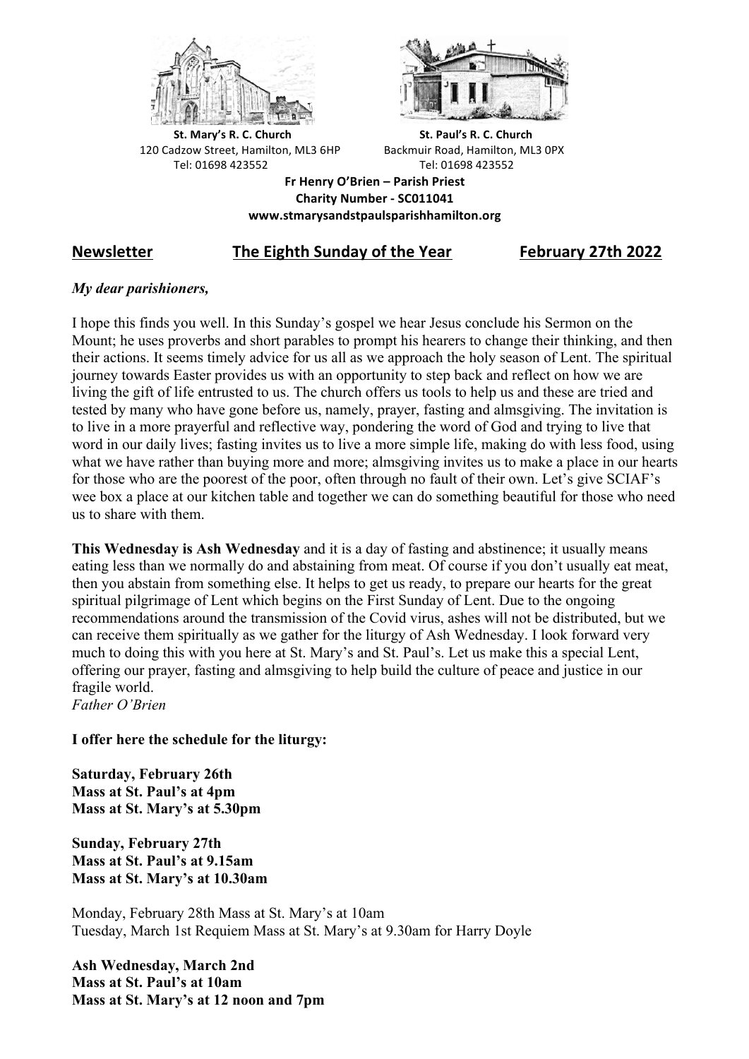**St. Mary's R. C. Church**
120 Cadzow Street, Hamilton, ML3 6HP
Tel: 01698 423552

**St. Paul's R. C. Church**
Backmuir Road, Hamilton, ML3 0PX
Tel: 01698 423552

**Fr Henry O'Brien – Parish Priest**
**Charity Number - SC011041**
**www.stmarysandstpaulsparishhamilton.org**

## Newsletter — The Eighth Sunday of the Year — February 27th 2022

***My dear parishioners,***

I hope this finds you well. In this Sunday's gospel we hear Jesus conclude his Sermon on the Mount; he uses proverbs and short parables to prompt his hearers to change their thinking, and then their actions. It seems timely advice for us all as we approach the holy season of Lent. The spiritual journey towards Easter provides us with an opportunity to step back and reflect on how we are living the gift of life entrusted to us. The church offers us tools to help us and these are tried and tested by many who have gone before us, namely, prayer, fasting and almsgiving. The invitation is to live in a more prayerful and reflective way, pondering the word of God and trying to live that word in our daily lives; fasting invites us to live a more simple life, making do with less food, using what we have rather than buying more and more; almsgiving invites us to make a place in our hearts for those who are the poorest of the poor, often through no fault of their own. Let's give SCIAF's wee box a place at our kitchen table and together we can do something beautiful for those who need us to share with them.

**This Wednesday is Ash Wednesday** and it is a day of fasting and abstinence; it usually means eating less than we normally do and abstaining from meat. Of course if you don't usually eat meat, then you abstain from something else. It helps to get us ready, to prepare our hearts for the great spiritual pilgrimage of Lent which begins on the First Sunday of Lent. Due to the ongoing recommendations around the transmission of the Covid virus, ashes will not be distributed, but we can receive them spiritually as we gather for the liturgy of Ash Wednesday. I look forward very much to doing this with you here at St. Mary's and St. Paul's. Let us make this a special Lent, offering our prayer, fasting and almsgiving to help build the culture of peace and justice in our fragile world.
*Father O'Brien*

**I offer here the schedule for the liturgy:**

**Saturday, February 26th**
**Mass at St. Paul's at 4pm**
**Mass at St. Mary's at 5.30pm**

**Sunday, February 27th**
**Mass at St. Paul's at 9.15am**
**Mass at St. Mary's at 10.30am**

Monday, February 28th Mass at St. Mary's at 10am
Tuesday, March 1st Requiem Mass at St. Mary's at 9.30am for Harry Doyle

**Ash Wednesday, March 2nd**
**Mass at St. Paul's at 10am**
**Mass at St. Mary's at 12 noon and 7pm**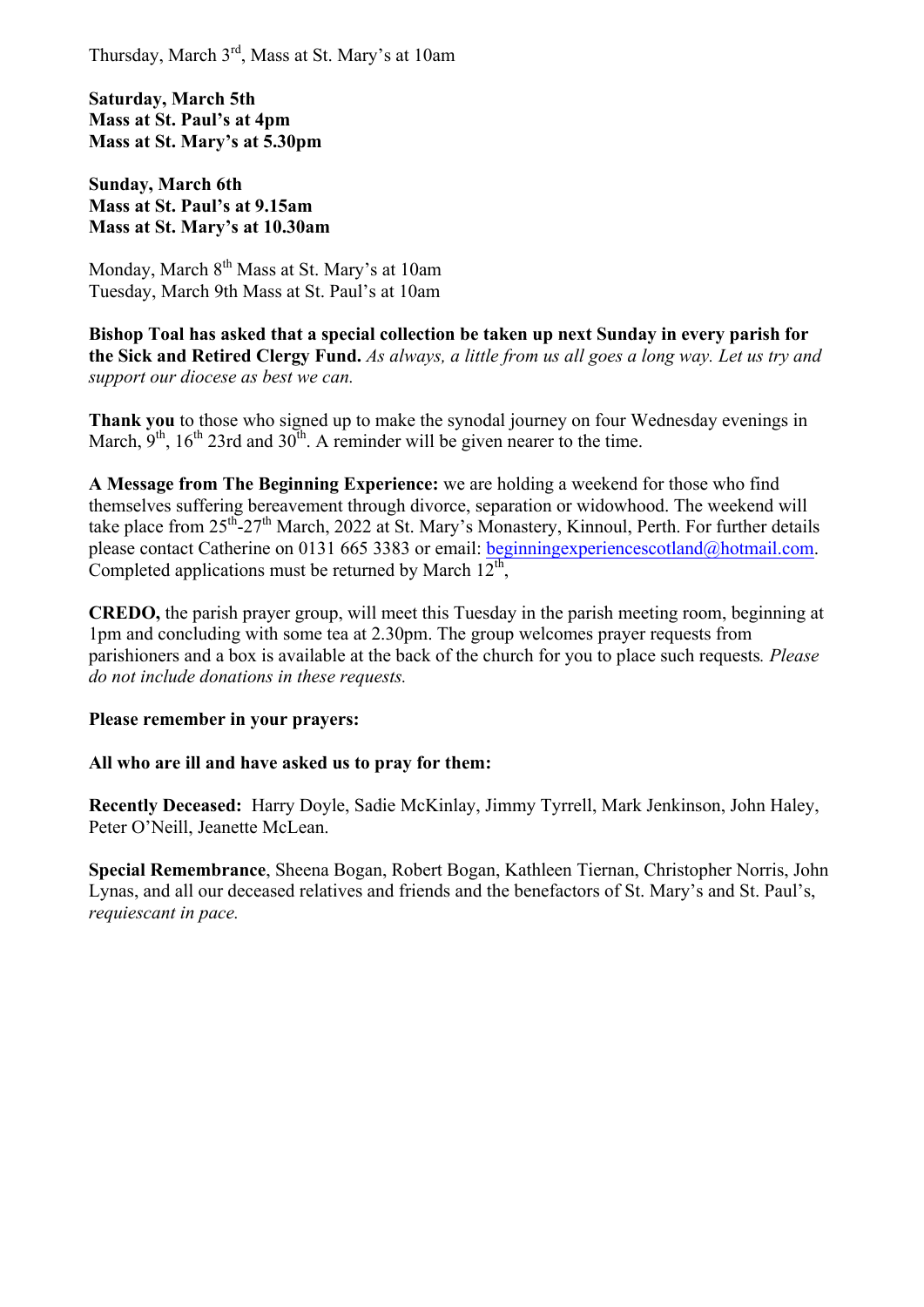Thursday, March 3rd, Mass at St. Mary's at 10am

**Saturday, March 5th**
**Mass at St. Paul's at 4pm**
**Mass at St. Mary's at 5.30pm**

**Sunday, March 6th**
**Mass at St. Paul's at 9.15am**
**Mass at St. Mary's at 10.30am**

Monday, March 8th Mass at St. Mary's at 10am
Tuesday, March 9th Mass at St. Paul's at 10am

**Bishop Toal has asked that a special collection be taken up next Sunday in every parish for the Sick and Retired Clergy Fund.** *As always, a little from us all goes a long way. Let us try and support our diocese as best we can.*

**Thank you** to those who signed up to make the synodal journey on four Wednesday evenings in March, 9th, 16th 23rd and 30th. A reminder will be given nearer to the time.

**A Message from The Beginning Experience:** we are holding a weekend for those who find themselves suffering bereavement through divorce, separation or widowhood. The weekend will take place from 25th-27th March, 2022 at St. Mary's Monastery, Kinnoul, Perth. For further details please contact Catherine on 0131 665 3383 or email: beginningexperiencescotland@hotmail.com. Completed applications must be returned by March 12th,

**CREDO,** the parish prayer group, will meet this Tuesday in the parish meeting room, beginning at 1pm and concluding with some tea at 2.30pm. The group welcomes prayer requests from parishioners and a box is available at the back of the church for you to place such requests. *Please do not include donations in these requests.*

**Please remember in your prayers:**

**All who are ill and have asked us to pray for them:**

**Recently Deceased:** Harry Doyle, Sadie McKinlay, Jimmy Tyrrell, Mark Jenkinson, John Haley, Peter O'Neill, Jeanette McLean.

**Special Remembrance**, Sheena Bogan, Robert Bogan, Kathleen Tiernan, Christopher Norris, John Lynas, and all our deceased relatives and friends and the benefactors of St. Mary's and St. Paul's, *requiescant in pace.*